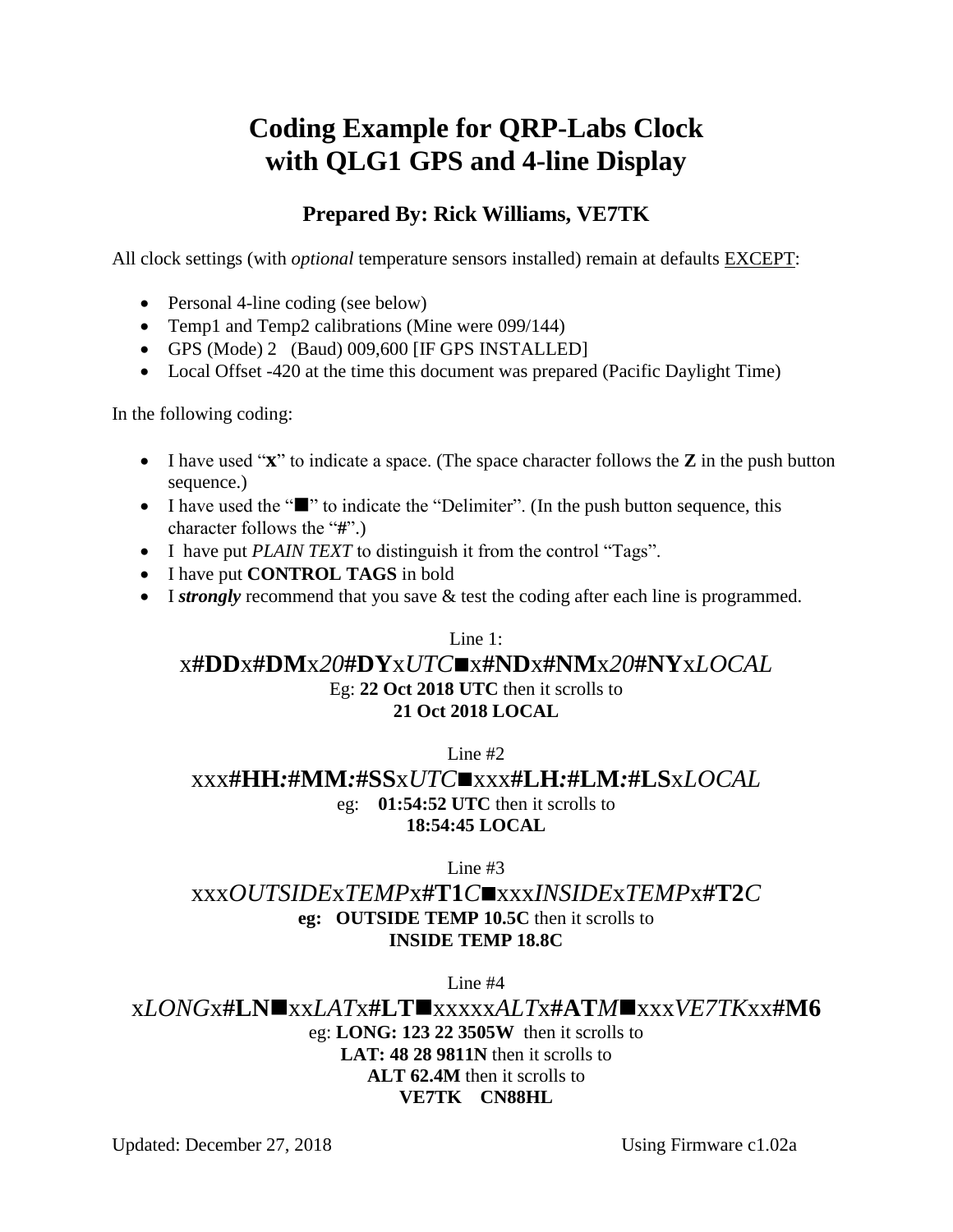# Coding Example for QRP-Labs Clock with QLG1 GPS and 4-line Display

## Prepared By: Rick Williams, VE7TK

All clock settings (with *optional* temperature sensors installed) remain at defaults <u>EXCEPT</u>:

- Personal 4-line coding (see below)
- Temp1 and Temp2 calibrations (Mine were 099/144)
- GPS (Mode) 2   (Baud) 009,600 [IF GPS INSTALLED]
- Local Offset -420 at the time this document was prepared (Pacific Daylight Time)

In the following coding:

- I have used "**x**" to indicate a space. (The space character follows the **Z** in the push button sequence.)
- I have used the "■" to indicate the "Delimiter". (In the push button sequence, this character follows the "**#**".)
- I  have put *PLAIN TEXT* to distinguish it from the control "Tags".
- I have put **CONTROL TAGS** in bold
- I ***strongly*** recommend that you save & test the coding after each line is programmed.

Line 1:

x**#DD**x**#DM**x*20***#DY**x*UTC*■x**#ND**x**#NM**x*20***#NY**x*LOCAL*

Eg: **22 Oct 2018 UTC** then it scrolls to
**21 Oct 2018 LOCAL**

Line #2

xxx**#HH*:*#MM*:*#SS**x*UTC*■xxx**#LH*:*#LM*:*#LS**x*LOCAL*

eg:    **01:54:52 UTC** then it scrolls to
**18:54:45 LOCAL**

Line #3

xxx*OUTSIDE*x*TEMP*x**#T1***C*■xxx*INSIDE*x*TEMP*x**#T2***C*

**eg:   OUTSIDE TEMP 10.5C** then it scrolls to
**INSIDE TEMP 18.8C**

Line #4

x*LONG*x**#LN**■xx*LAT*x**#LT**■xxxxx*ALT*x**#AT***M*■xxx*VE7TK*xx**#M6**

eg: **LONG: 123 22 3505W**  then it scrolls to
**LAT: 48 28 9811N** then it scrolls to
**ALT 62.4M** then it scrolls to
**VE7TK    CN88HL**

Updated: December 27, 2018                                    Using Firmware c1.02a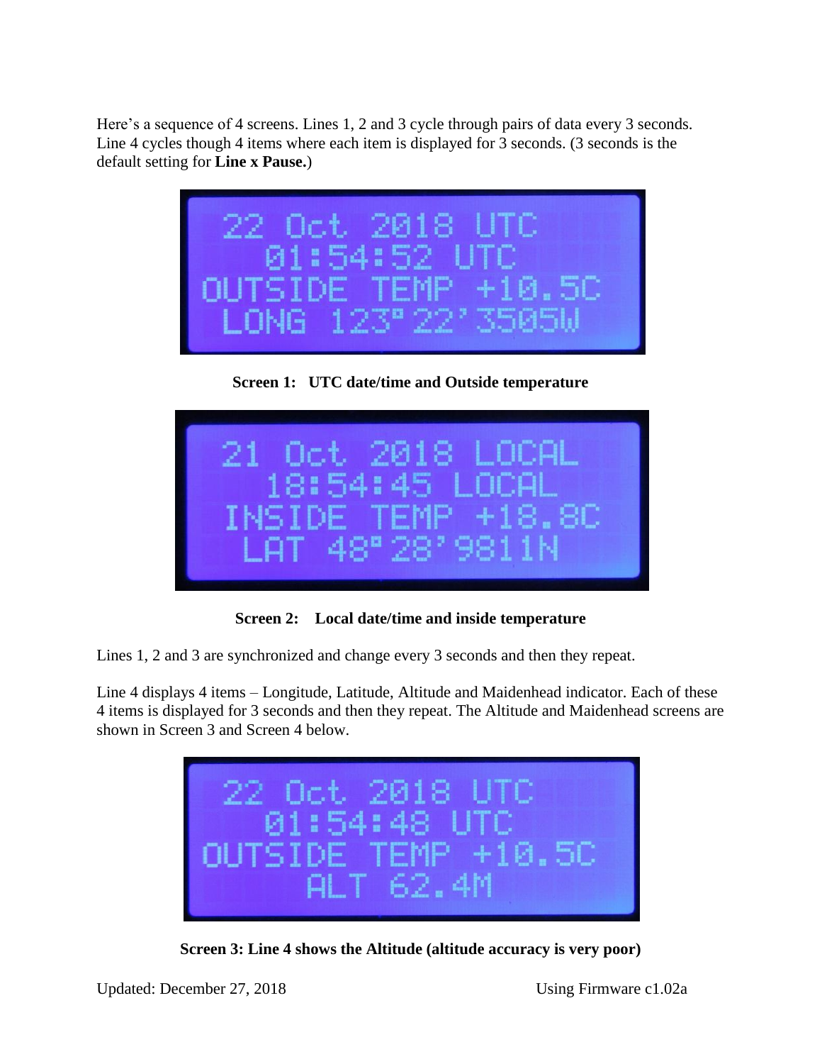Here's a sequence of 4 screens. Lines 1, 2 and 3 cycle through pairs of data every 3 seconds. Line 4 cycles though 4 items where each item is displayed for 3 seconds. (3 seconds is the default setting for **Line x Pause.**)

**Screen 1: UTC date/time and Outside temperature**

**Screen 2: Local date/time and inside temperature**

Lines 1, 2 and 3 are synchronized and change every 3 seconds and then they repeat.

Line 4 displays 4 items – Longitude, Latitude, Altitude and Maidenhead indicator. Each of these 4 items is displayed for 3 seconds and then they repeat. The Altitude and Maidenhead screens are shown in Screen 3 and Screen 4 below.

**Screen 3: Line 4 shows the Altitude (altitude accuracy is very poor)**

Updated: December 27, 2018 Using Firmware c1.02a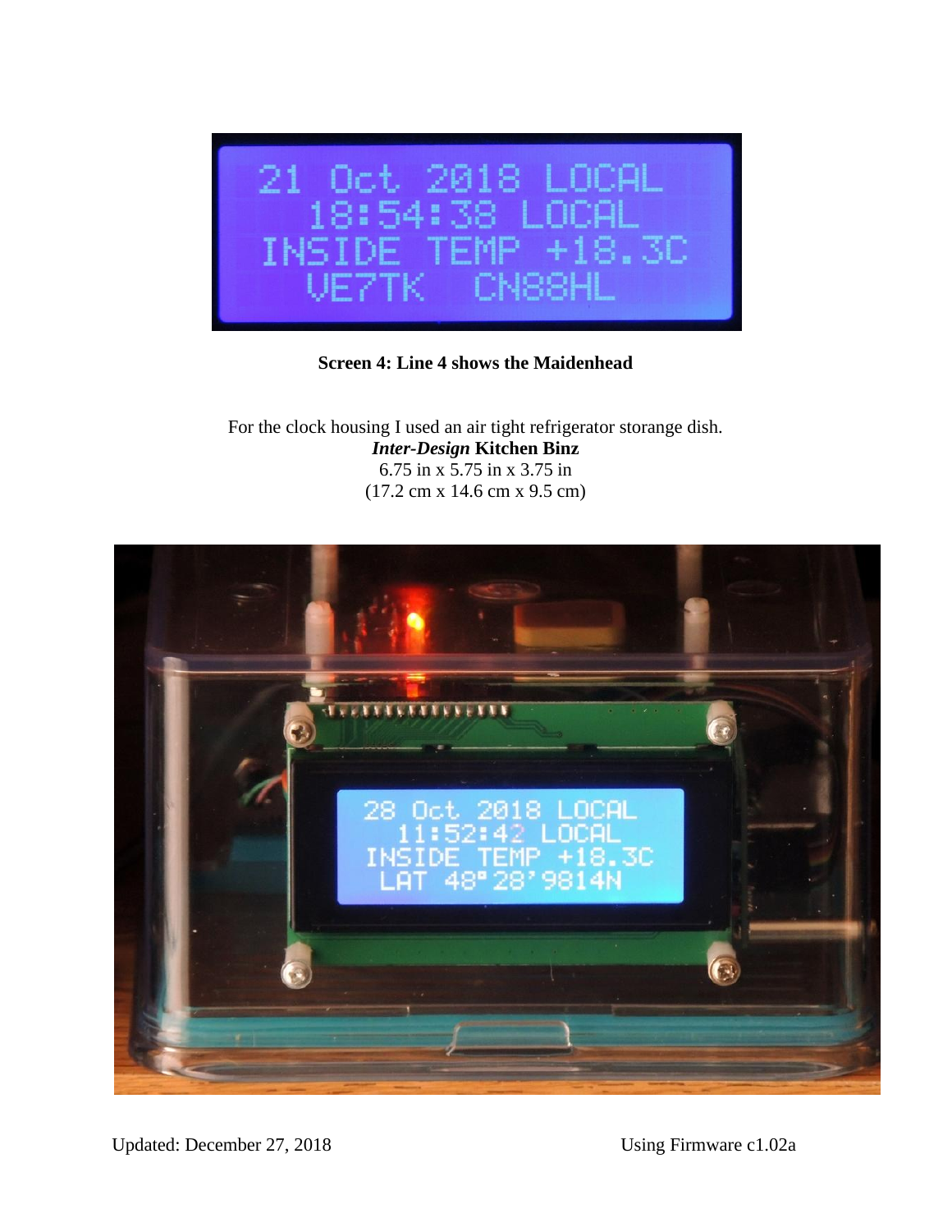**Screen 4: Line 4 shows the Maidenhead**

For the clock housing I used an air tight refrigerator storange dish.
***Inter-Design* Kitchen Binz**
6.75 in x 5.75 in x 3.75 in
(17.2 cm x 14.6 cm x 9.5 cm)

Updated: December 27, 2018 Using Firmware c1.02a